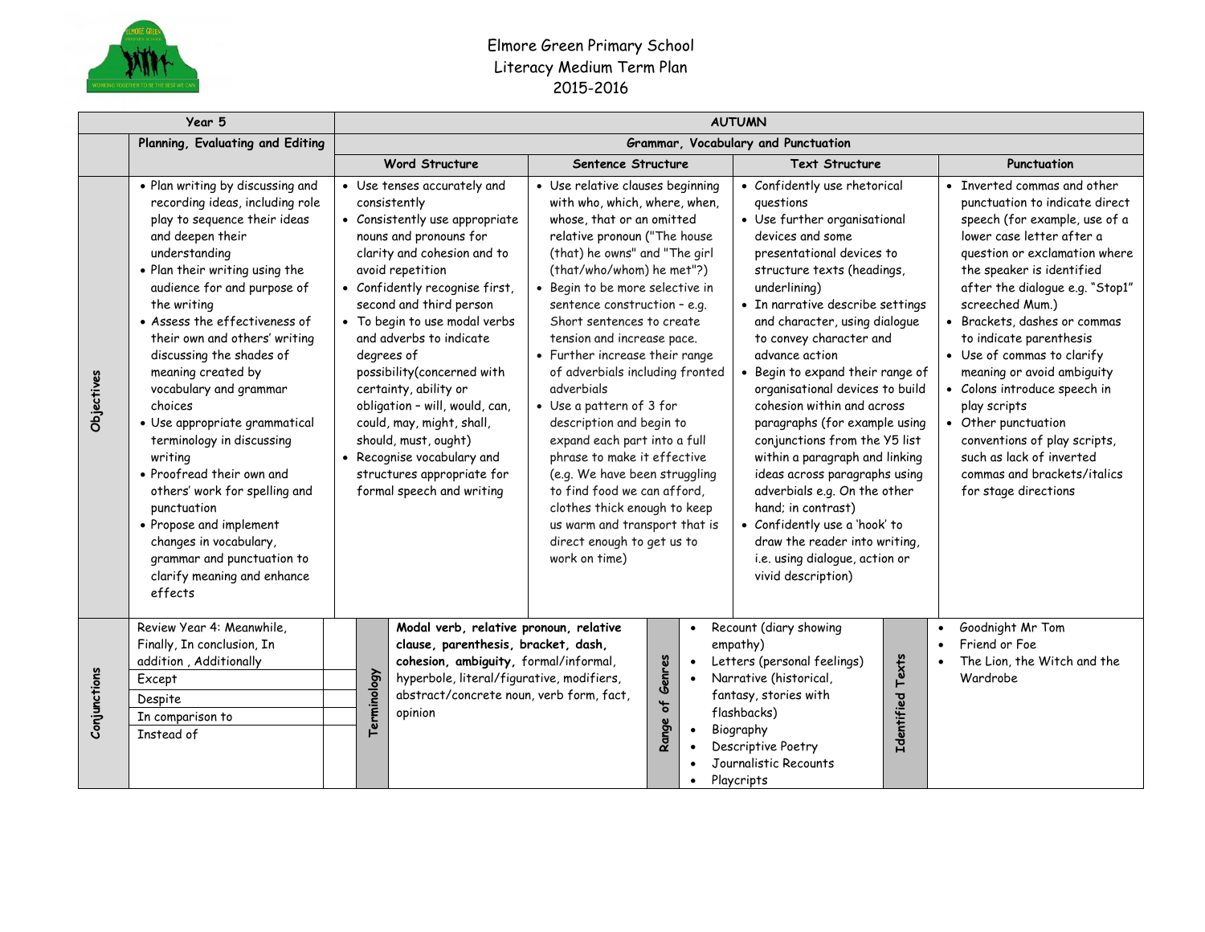# Elmore Green Primary School
## Literacy Medium Term Plan
## 2015-2016

| Year 5 | | AUTUMN | | | |
|---|---|---|---|---|---|
| | **Planning, Evaluating and Editing** | **Grammar, Vocabulary and Punctuation** | | | |
| | | **Word Structure** | **Sentence Structure** | **Text Structure** | **Punctuation** |
| **Objectives** | • Plan writing by discussing and recording ideas, including role play to sequence their ideas and deepen their understanding<br>• Plan their writing using the audience for and purpose of the writing<br>• Assess the effectiveness of their own and others' writing discussing the shades of meaning created by vocabulary and grammar choices<br>• Use appropriate grammatical terminology in discussing writing<br>• Proofread their own and others' work for spelling and punctuation<br>• Propose and implement changes in vocabulary, grammar and punctuation to clarify meaning and enhance effects | • Use tenses accurately and consistently<br>• Consistently use appropriate nouns and pronouns for clarity and cohesion and to avoid repetition<br>• Confidently recognise first, second and third person<br>• To begin to use modal verbs and adverbs to indicate degrees of possibility(concerned with certainty, ability or obligation – will, would, can, could, may, might, shall, should, must, ought)<br>• Recognise vocabulary and structures appropriate for formal speech and writing | • Use relative clauses beginning with who, which, where, when, whose, that or an omitted relative pronoun ("The house (that) he owns" and "The girl (that/who/whom) he met"?)<br>• Begin to be more selective in sentence construction – e.g. Short sentences to create tension and increase pace.<br>• Further increase their range of adverbials including fronted adverbials<br>• Use a pattern of 3 for description and begin to expand each part into a full phrase to make it effective (e.g. We have been struggling to find food we can afford, clothes thick enough to keep us warm and transport that is direct enough to get us to work on time) | • Confidently use rhetorical questions<br>• Use further organisational devices and some presentational devices to structure texts (headings, underlining)<br>• In narrative describe settings and character, using dialogue to convey character and advance action<br>• Begin to expand their range of organisational devices to build cohesion within and across paragraphs (for example using conjunctions from the Y5 list within a paragraph and linking ideas across paragraphs using adverbials e.g. On the other hand; in contrast)<br>• Confidently use a 'hook' to draw the reader into writing, i.e. using dialogue, action or vivid description) | • Inverted commas and other punctuation to indicate direct speech (for example, use of a lower case letter after a question or exclamation where the speaker is identified after the dialogue e.g. "Stop1" screeched Mum.)<br>• Brackets, dashes or commas to indicate parenthesis<br>• Use of commas to clarify meaning or avoid ambiguity<br>• Colons introduce speech in play scripts<br>• Other punctuation conventions of play scripts, such as lack of inverted commas and brackets/italics for stage directions |

| **Conjunctions** | **Terminology** | **Range of Genres** | **Identified Texts** |
|---|---|---|---|
| Review Year 4: Meanwhile, Finally, In conclusion, In addition , Additionally<br>Except<br>Despite<br>In comparison to<br>Instead of | **Modal verb, relative pronoun, relative clause, parenthesis, bracket, dash, cohesion, ambiguity,** formal/informal, hyperbole, literal/figurative, modifiers, abstract/concrete noun, verb form, fact, opinion | • Recount (diary showing empathy)<br>• Letters (personal feelings)<br>• Narrative (historical, fantasy, stories with flashbacks)<br>• Biography<br>• Descriptive Poetry<br>• Journalistic Recounts<br>• Playcripts | • Goodnight Mr Tom<br>• Friend or Foe<br>• The Lion, the Witch and the Wardrobe |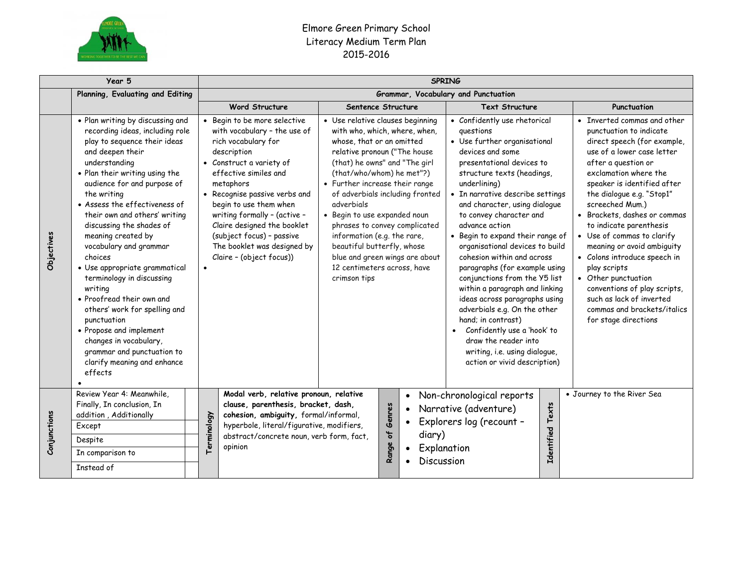Elmore Green Primary School
Literacy Medium Term Plan
2015-2016

| Year 5 | | SPRING | | | |
|---|---|---|---|---|---|
| | Planning, Evaluating and Editing | Grammar, Vocabulary and Punctuation | | | |
| | | Word Structure | Sentence Structure | Text Structure | Punctuation |
| **Objectives** | • Plan writing by discussing and recording ideas, including role play to sequence their ideas and deepen their understanding<br>• Plan their writing using the audience for and purpose of the writing<br>• Assess the effectiveness of their own and others' writing discussing the shades of meaning created by vocabulary and grammar choices<br>• Use appropriate grammatical terminology in discussing writing<br>• Proofread their own and others' work for spelling and punctuation<br>• Propose and implement changes in vocabulary, grammar and punctuation to clarify meaning and enhance effects<br>• | • Begin to be more selective with vocabulary – the use of rich vocabulary for description<br>• Construct a variety of effective similes and metaphors<br>• Recognise passive verbs and begin to use them when writing formally – (active – Claire designed the booklet (subject focus) – passive The booklet was designed by Claire – (object focus))<br>• | • Use relative clauses beginning with who, which, where, when, whose, that or an omitted relative pronoun ("The house (that) he owns" and "The girl (that/who/whom) he met"?)<br>• Further increase their range of adverbials including fronted adverbials<br>• Begin to use expanded noun phrases to convey complicated information (e.g. the rare, beautiful butterfly, whose blue and green wings are about 12 centimeters across, have crimson tips | • Confidently use rhetorical questions<br>• Use further organisational devices and some presentational devices to structure texts (headings, underlining)<br>• In narrative describe settings and character, using dialogue to convey character and advance action<br>• Begin to expand their range of organisational devices to build cohesion within and across paragraphs (for example using conjunctions from the Y5 list within a paragraph and linking ideas across paragraphs using adverbials e.g. On the other hand; in contrast)<br>• Confidently use a 'hook' to draw the reader into writing, i.e. using dialogue, action or vivid description) | • Inverted commas and other punctuation to indicate direct speech (for example, use of a lower case letter after a question or exclamation where the speaker is identified after the dialogue e.g. "Stop!" screeched Mum.)<br>• Brackets, dashes or commas to indicate parenthesis<br>• Use of commas to clarify meaning or avoid ambiguity<br>• Colons introduce speech in play scripts<br>• Other punctuation conventions of play scripts, such as lack of inverted commas and brackets/italics for stage directions |

| Conjunctions | | Terminology | | Range of Genres | | Identified Texts | |
|---|---|---|---|---|---|---|---|
| | Review Year 4: Meanwhile, Finally, In conclusion, In addition , Additionally | | **Modal verb, relative pronoun, relative clause, parenthesis, bracket, dash, cohesion, ambiguity,** formal/informal, hyperbole, literal/figurative, modifiers, abstract/concrete noun, verb form, fact, opinion | | • Non-chronological reports<br>• Narrative (adventure)<br>• Explorers log (recount – diary)<br>• Explanation<br>• Discussion | | • Journey to the River Sea |
| | Except | | | | | | |
| | Despite | | | | | | |
| | In comparison to | | | | | | |
| | Instead of | | | | | | |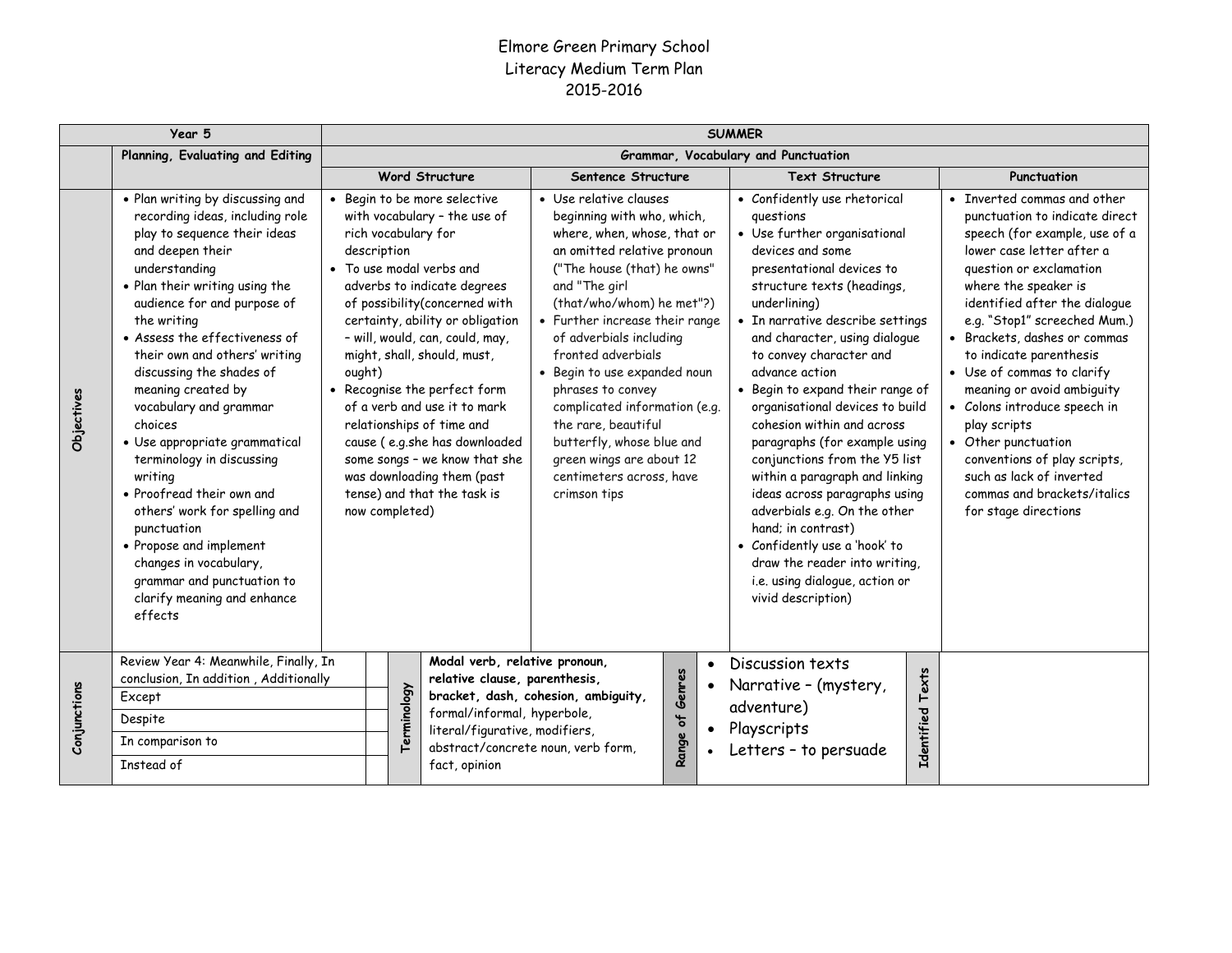# Elmore Green Primary School
## Literacy Medium Term Plan
## 2015-2016

| Year 5 | | SUMMER | | | |
|---|---|---|---|---|---|
| | **Planning, Evaluating and Editing** | **Grammar, Vocabulary and Punctuation** | | | |
| | | **Word Structure** | **Sentence Structure** | **Text Structure** | **Punctuation** |
| **Objectives** | • Plan writing by discussing and recording ideas, including role play to sequence their ideas and deepen their understanding<br>• Plan their writing using the audience for and purpose of the writing<br>• Assess the effectiveness of their own and others' writing discussing the shades of meaning created by vocabulary and grammar choices<br>• Use appropriate grammatical terminology in discussing writing<br>• Proofread their own and others' work for spelling and punctuation<br>• Propose and implement changes in vocabulary, grammar and punctuation to clarify meaning and enhance effects | • Begin to be more selective with vocabulary – the use of rich vocabulary for description<br>• To use modal verbs and adverbs to indicate degrees of possibility(concerned with certainty, ability or obligation – will, would, can, could, may, might, shall, should, must, ought)<br>• Recognise the perfect form of a verb and use it to mark relationships of time and cause ( e.g.she has downloaded some songs – we know that she was downloading them (past tense) and that the task is now completed) | • Use relative clauses beginning with who, which, where, when, whose, that or an omitted relative pronoun ("The house (that) he owns" and "The girl (that/who/whom) he met"?)<br>• Further increase their range of adverbials including fronted adverbials<br>• Begin to use expanded noun phrases to convey complicated information (e.g. the rare, beautiful butterfly, whose blue and green wings are about 12 centimeters across, have crimson tips | • Confidently use rhetorical questions<br>• Use further organisational devices and some presentational devices to structure texts (headings, underlining)<br>• In narrative describe settings and character, using dialogue to convey character and advance action<br>• Begin to expand their range of organisational devices to build cohesion within and across paragraphs (for example using conjunctions from the Y5 list within a paragraph and linking ideas across paragraphs using adverbials e.g. On the other hand; in contrast)<br>• Confidently use a 'hook' to draw the reader into writing, i.e. using dialogue, action or vivid description) | • Inverted commas and other punctuation to indicate direct speech (for example, use of a lower case letter after a question or exclamation where the speaker is identified after the dialogue e.g. "Stop1" screeched Mum.)<br>• Brackets, dashes or commas to indicate parenthesis<br>• Use of commas to clarify meaning or avoid ambiguity<br>• Colons introduce speech in play scripts<br>• Other punctuation conventions of play scripts, such as lack of inverted commas and brackets/italics for stage directions |

| **Conjunctions** | | | **Terminology** | | **Range of Genres** | | **Identified Texts** | |
|---|---|---|---|---|---|---|---|---|
| | Review Year 4: Meanwhile, Finally, In conclusion, In addition , Additionally | | | **Modal verb, relative pronoun, relative clause, parenthesis, bracket, dash, cohesion, ambiguity,** formal/informal, hyperbole, literal/figurative, modifiers, abstract/concrete noun, verb form, fact, opinion | | • Discussion texts<br>• Narrative – (mystery, adventure)<br>• Playscripts<br>• Letters – to persuade | | |
| | Except | | | | | | | |
| | Despite | | | | | | | |
| | In comparison to | | | | | | | |
| | Instead of | | | | | | | |